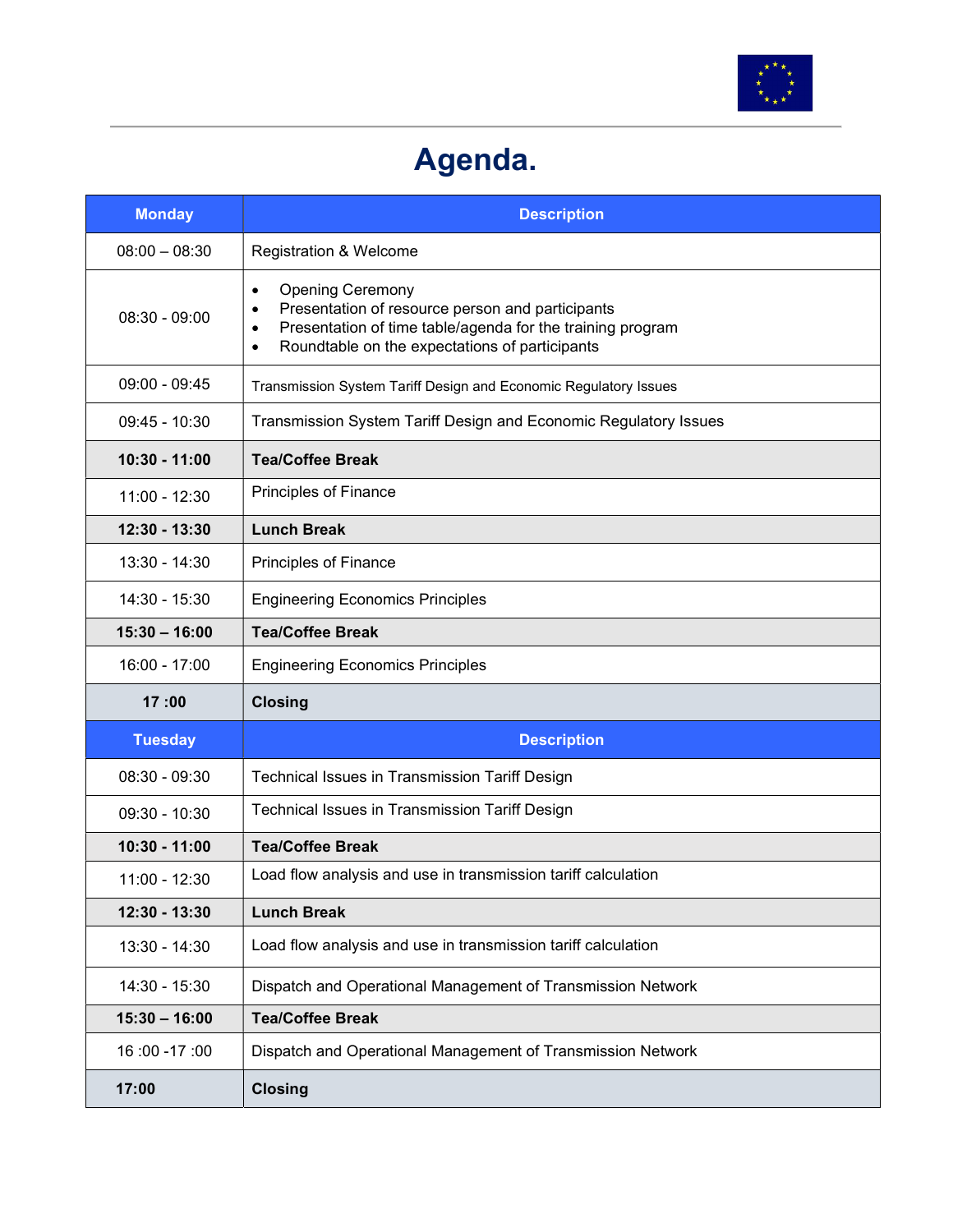# Agenda.

| Monday | Description |
|---|---|
| 08:00 – 08:30 | Registration & Welcome |
| 08:30 - 09:00 | • Opening Ceremony<br>• Presentation of resource person and participants<br>• Presentation of time table/agenda for the training program<br>• Roundtable on the expectations of participants |
| 09:00 - 09:45 | Transmission System Tariff Design and Economic Regulatory Issues |
| 09:45 - 10:30 | Transmission System Tariff Design and Economic Regulatory Issues |
| **10:30 - 11:00** | **Tea/Coffee Break** |
| 11:00 - 12:30 | Principles of Finance |
| **12:30 - 13:30** | **Lunch Break** |
| 13:30 - 14:30 | Principles of Finance |
| 14:30 - 15:30 | Engineering Economics Principles |
| **15:30 – 16:00** | **Tea/Coffee Break** |
| 16:00 - 17:00 | Engineering Economics Principles |
| **17 :00** | **Closing** |
| **Tuesday** | **Description** |
| 08:30 - 09:30 | Technical Issues in Transmission Tariff Design |
| 09:30 - 10:30 | Technical Issues in Transmission Tariff Design |
| **10:30 - 11:00** | **Tea/Coffee Break** |
| 11:00 - 12:30 | Load flow analysis and use in transmission tariff calculation |
| **12:30 - 13:30** | **Lunch Break** |
| 13:30 - 14:30 | Load flow analysis and use in transmission tariff calculation |
| 14:30 - 15:30 | Dispatch and Operational Management of Transmission Network |
| **15:30 – 16:00** | **Tea/Coffee Break** |
| 16 :00 -17 :00 | Dispatch and Operational Management of Transmission Network |
| **17:00** | **Closing** |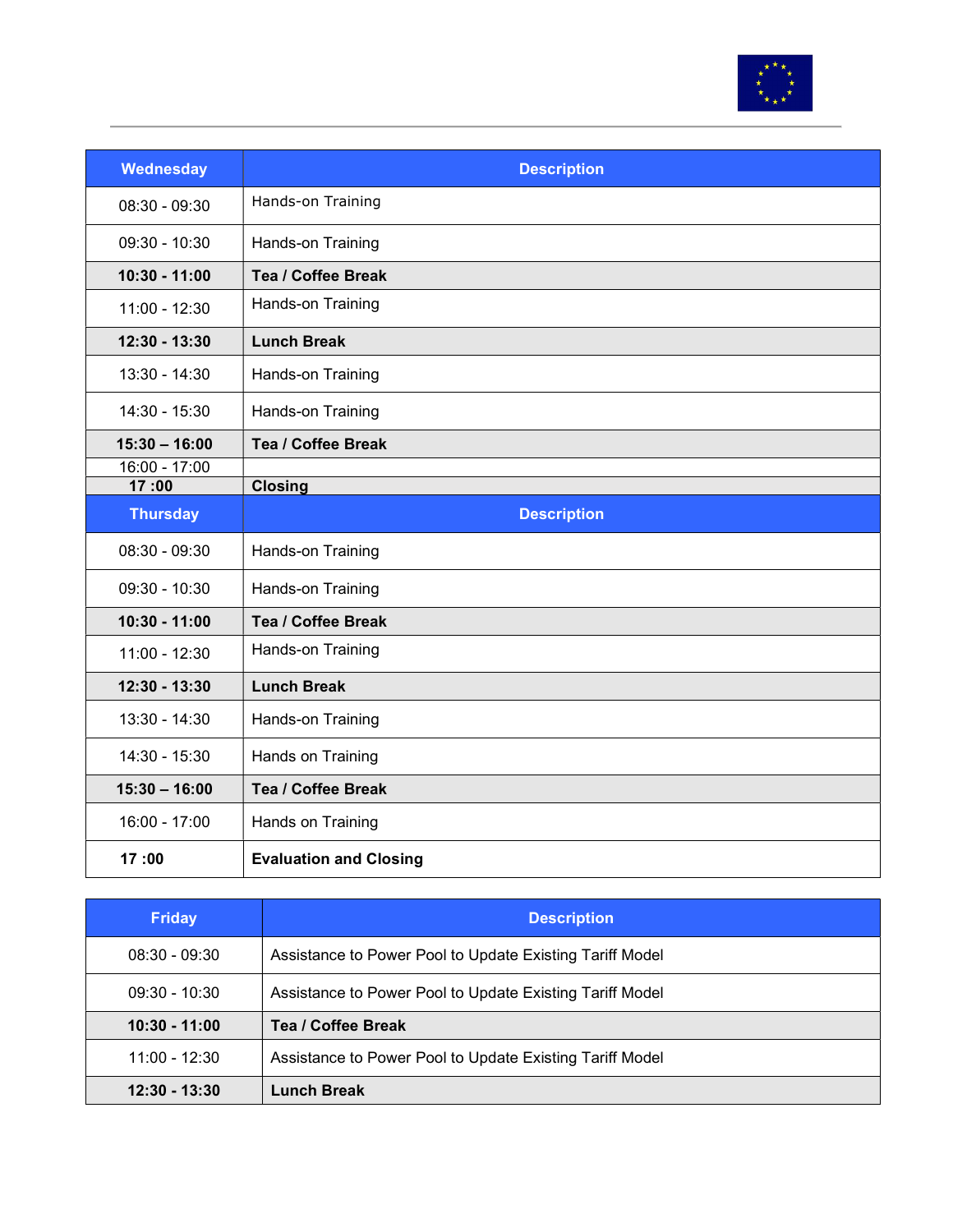| Wednesday | Description |
|---|---|
| 08:30 - 09:30 | Hands-on Training |
| 09:30 - 10:30 | Hands-on Training |
| **10:30 - 11:00** | **Tea / Coffee Break** |
| 11:00 - 12:30 | Hands-on Training |
| **12:30 - 13:30** | **Lunch Break** |
| 13:30 - 14:30 | Hands-on Training |
| 14:30 - 15:30 | Hands-on Training |
| **15:30 – 16:00** | **Tea / Coffee Break** |
| 16:00 - 17:00 | |
| **17 :00** | **Closing** |
| **Thursday** | **Description** |
| 08:30 - 09:30 | Hands-on Training |
| 09:30 - 10:30 | Hands-on Training |
| **10:30 - 11:00** | **Tea / Coffee Break** |
| 11:00 - 12:30 | Hands-on Training |
| **12:30 - 13:30** | **Lunch Break** |
| 13:30 - 14:30 | Hands-on Training |
| 14:30 - 15:30 | Hands on Training |
| **15:30 – 16:00** | **Tea / Coffee Break** |
| 16:00 - 17:00 | Hands on Training |
| **17 :00** | **Evaluation and Closing** |

| Friday | Description |
|---|---|
| 08:30 - 09:30 | Assistance to Power Pool to Update Existing Tariff Model |
| 09:30 - 10:30 | Assistance to Power Pool to Update Existing Tariff Model |
| **10:30 - 11:00** | **Tea / Coffee Break** |
| 11:00 - 12:30 | Assistance to Power Pool to Update Existing Tariff Model |
| **12:30 - 13:30** | **Lunch Break** |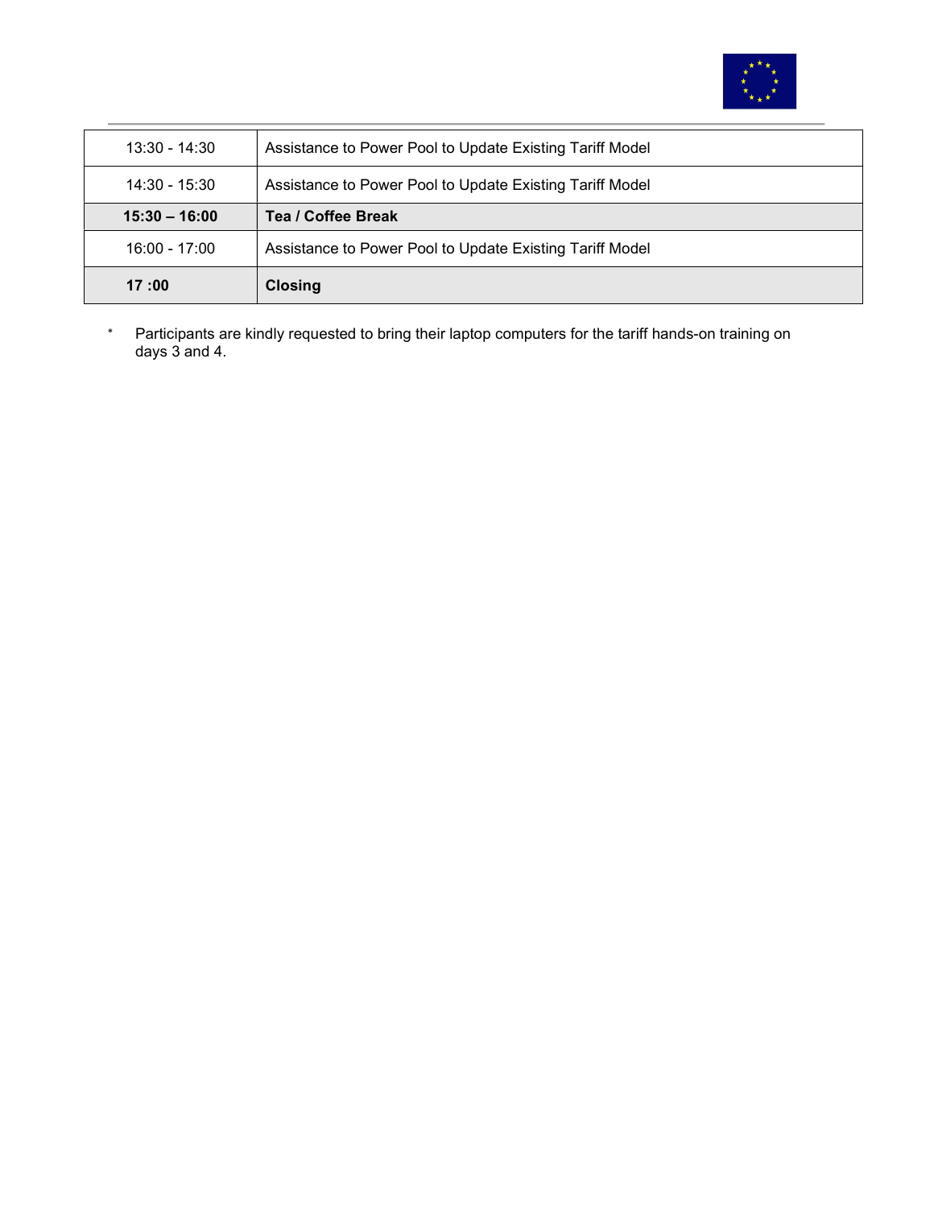| 13:30 - 14:30 | Assistance to Power Pool to Update Existing Tariff Model |
|---|---|
| 14:30 - 15:30 | Assistance to Power Pool to Update Existing Tariff Model |
| **15:30 – 16:00** | **Tea / Coffee Break** |
| 16:00 - 17:00 | Assistance to Power Pool to Update Existing Tariff Model |
| **17 :00** | **Closing** |

* Participants are kindly requested to bring their laptop computers for the tariff hands-on training on days 3 and 4.